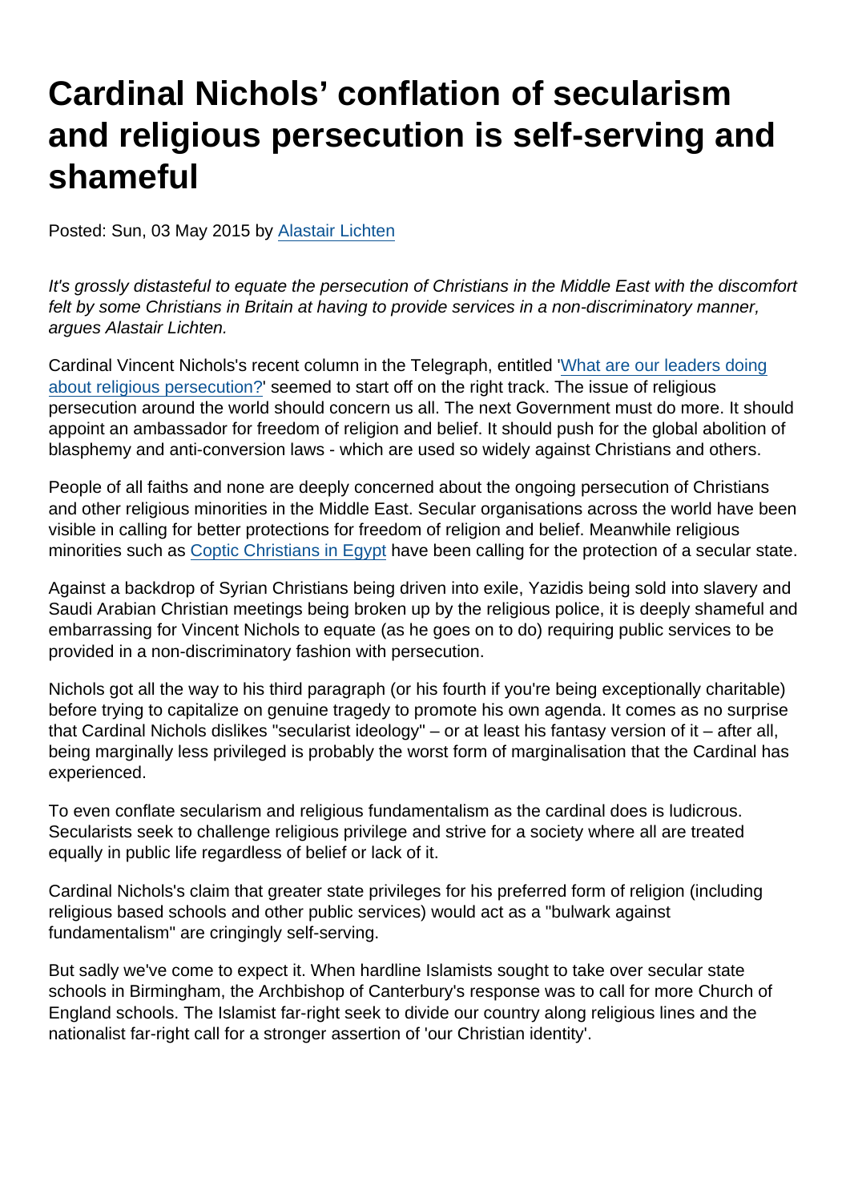# Cardinal Nichols' conflation of secularism and religious persecution is self-serving and shameful

Posted: Sun, 03 May 2015 by Alastair Lichten

*It's grossly distasteful to equate the persecution of Christians in the Middle East with the discomfort felt by some Christians in Britain at having to provide services in a non-discriminatory manner, argues Alastair Lichten.*

Cardinal Vincent Nichols's recent column in the Telegraph, entitled 'What are our leaders doing about religious persecution?' seemed to start off on the right track. The issue of religious persecution around the world should concern us all. The next Government must do more. It should appoint an ambassador for freedom of religion and belief. It should push for the global abolition of blasphemy and anti-conversion laws - which are used so widely against Christians and others.

People of all faiths and none are deeply concerned about the ongoing persecution of Christians and other religious minorities in the Middle East. Secular organisations across the world have been visible in calling for better protections for freedom of religion and belief. Meanwhile religious minorities such as Coptic Christians in Egypt have been calling for the protection of a secular state.

Against a backdrop of Syrian Christians being driven into exile, Yazidis being sold into slavery and Saudi Arabian Christian meetings being broken up by the religious police, it is deeply shameful and embarrassing for Vincent Nichols to equate (as he goes on to do) requiring public services to be provided in a non-discriminatory fashion with persecution.

Nichols got all the way to his third paragraph (or his fourth if you're being exceptionally charitable) before trying to capitalize on genuine tragedy to promote his own agenda. It comes as no surprise that Cardinal Nichols dislikes "secularist ideology" – or at least his fantasy version of it – after all, being marginally less privileged is probably the worst form of marginalisation that the Cardinal has experienced.

To even conflate secularism and religious fundamentalism as the cardinal does is ludicrous. Secularists seek to challenge religious privilege and strive for a society where all are treated equally in public life regardless of belief or lack of it.

Cardinal Nichols's claim that greater state privileges for his preferred form of religion (including religious based schools and other public services) would act as a "bulwark against fundamentalism" are cringingly self-serving.

But sadly we've come to expect it. When hardline Islamists sought to take over secular state schools in Birmingham, the Archbishop of Canterbury's response was to call for more Church of England schools. The Islamist far-right seek to divide our country along religious lines and the nationalist far-right call for a stronger assertion of 'our Christian identity'.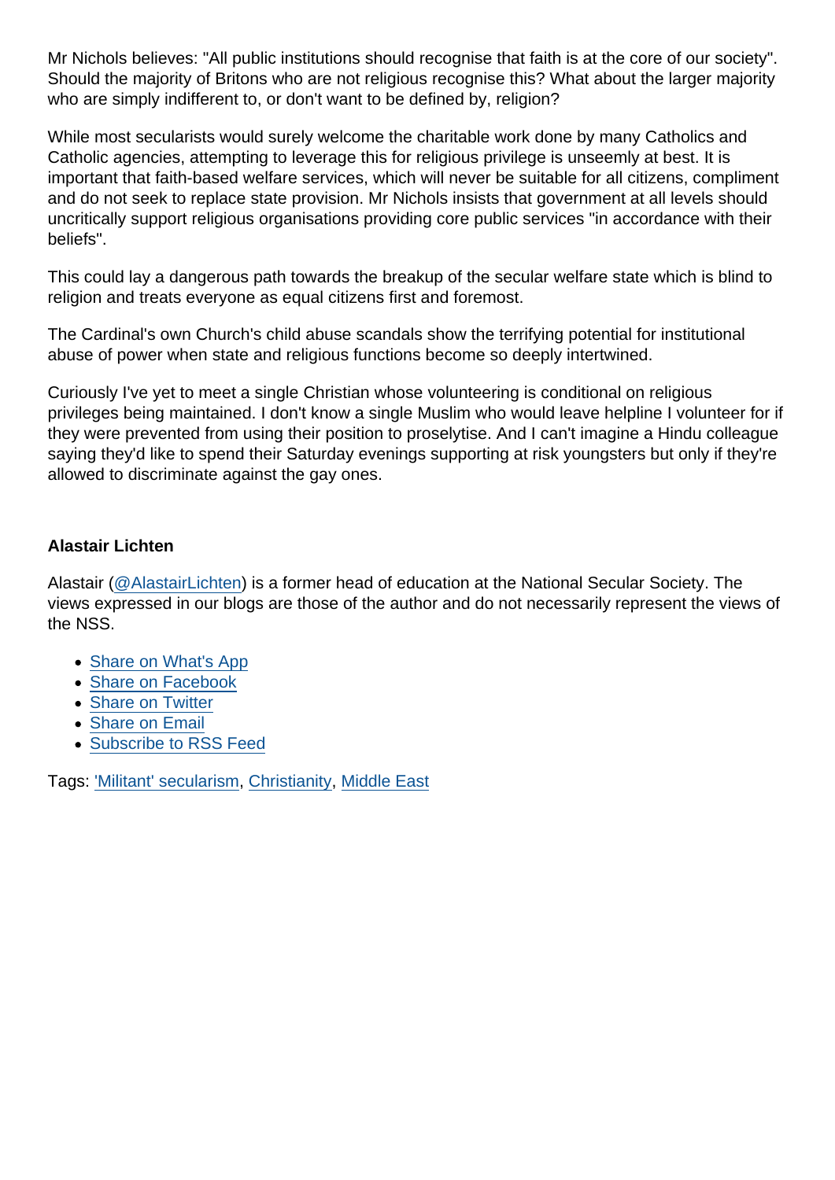Mr Nichols believes: "All public institutions should recognise that faith is at the core of our society". Should the majority of Britons who are not religious recognise this? What about the larger majority who are simply indifferent to, or don't want to be defined by, religion?

While most secularists would surely welcome the charitable work done by many Catholics and Catholic agencies, attempting to leverage this for religious privilege is unseemly at best. It is important that faith-based welfare services, which will never be suitable for all citizens, compliment and do not seek to replace state provision. Mr Nichols insists that government at all levels should uncritically support religious organisations providing core public services "in accordance with their beliefs".

This could lay a dangerous path towards the breakup of the secular welfare state which is blind to religion and treats everyone as equal citizens first and foremost.

The Cardinal's own Church's child abuse scandals show the terrifying potential for institutional abuse of power when state and religious functions become so deeply intertwined.

Curiously I've yet to meet a single Christian whose volunteering is conditional on religious privileges being maintained. I don't know a single Muslim who would leave helpline I volunteer for if they were prevented from using their position to proselytise. And I can't imagine a Hindu colleague saying they'd like to spend their Saturday evenings supporting at risk youngsters but only if they're allowed to discriminate against the gay ones.

**Alastair Lichten**

Alastair (@AlastairLichten) is a former head of education at the National Secular Society. The views expressed in our blogs are those of the author and do not necessarily represent the views of the NSS.

- Share on What's App
- Share on Facebook
- Share on Twitter
- Share on Email
- Subscribe to RSS Feed

Tags: 'Militant' secularism, Christianity, Middle East